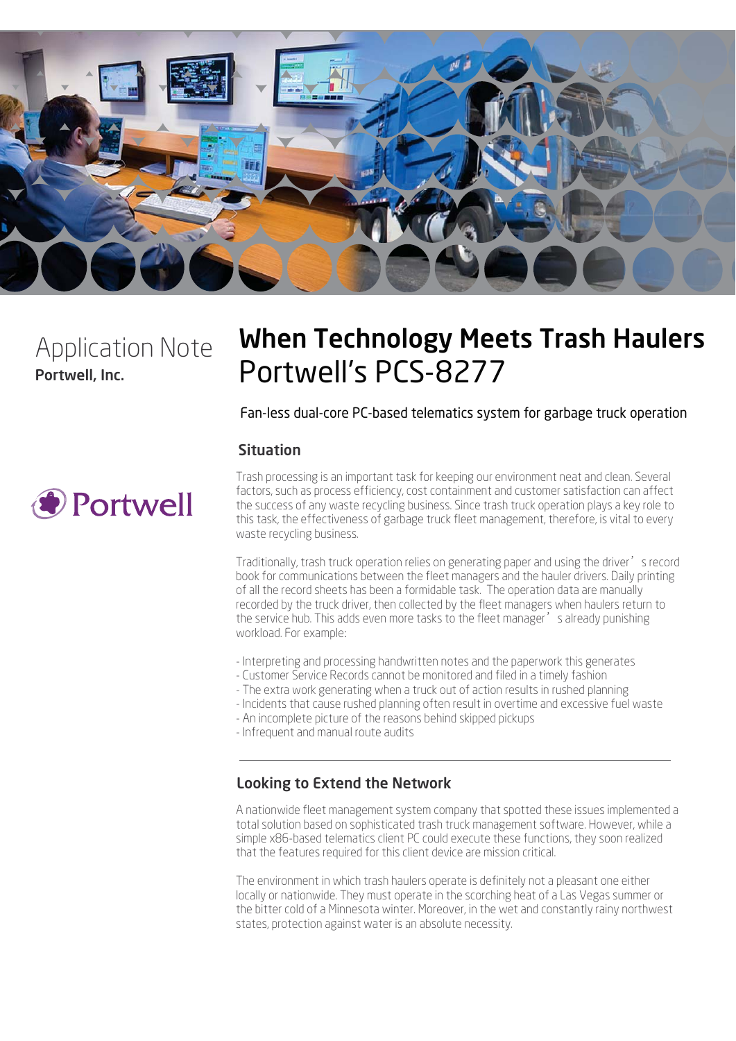Application Note

**Portwell, Inc.**

# When Technology Meets Trash Haulers
# Portwell's PCS-8277

Fan-less dual-core PC-based telematics system for garbage truck operation

## Situation

Trash processing is an important task for keeping our environment neat and clean. Several factors, such as process efficiency, cost containment and customer satisfaction can affect the success of any waste recycling business. Since trash truck operation plays a key role to this task, the effectiveness of garbage truck fleet management, therefore, is vital to every waste recycling business.

Traditionally, trash truck operation relies on generating paper and using the driver's record book for communications between the fleet managers and the hauler drivers. Daily printing of all the record sheets has been a formidable task. The operation data are manually recorded by the truck driver, then collected by the fleet managers when haulers return to the service hub. This adds even more tasks to the fleet manager's already punishing workload. For example:

- Interpreting and processing handwritten notes and the paperwork this generates
- Customer Service Records cannot be monitored and filed in a timely fashion
- The extra work generating when a truck out of action results in rushed planning
- Incidents that cause rushed planning often result in overtime and excessive fuel waste
- An incomplete picture of the reasons behind skipped pickups
- Infrequent and manual route audits

## Looking to Extend the Network

A nationwide fleet management system company that spotted these issues implemented a total solution based on sophisticated trash truck management software. However, while a simple x86-based telematics client PC could execute these functions, they soon realized that the features required for this client device are mission critical.

The environment in which trash haulers operate is definitely not a pleasant one either locally or nationwide. They must operate in the scorching heat of a Las Vegas summer or the bitter cold of a Minnesota winter. Moreover, in the wet and constantly rainy northwest states, protection against water is an absolute necessity.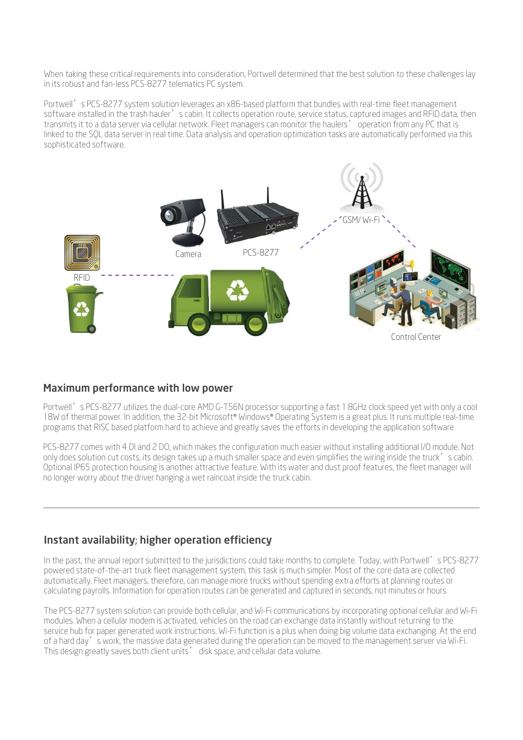When taking these critical requirements into consideration, Portwell determined that the best solution to these challenges lay in its robust and fan-less PCS-8277 telematics PC system.

Portwell's PCS-8277 system solution leverages an x86-based platform that bundles with real-time fleet management software installed in the trash hauler's cabin. It collects operation route, service status, captured images and RFID data, then transmits it to a data server via cellular network. Fleet managers can monitor the haulers' operation from any PC that is linked to the SQL data server in real time. Data analysis and operation optimization tasks are automatically performed via this sophisticated software.

RFID

Camera

PCS-8277

GSM/ Wi-Fi

Control Center

## Maximum performance with low power

Portwell's PCS-8277 utilizes the dual-core AMD G-T56N processor supporting a fast 1.8GHz clock speed yet with only a cool 18W of thermal power. In addition, the 32-bit Microsoft® Windows® Operating System is a great plus. It runs multiple real-time programs that RISC based platform hard to achieve and greatly saves the efforts in developing the application software.

PCS-8277 comes with 4 DI and 2 DO, which makes the configuration much easier without installing additional I/O module. Not only does solution cut costs, its design takes up a much smaller space and even simplifies the wiring inside the truck's cabin. Optional IP65 protection housing is another attractive feature. With its water and dust proof features, the fleet manager will no longer worry about the driver hanging a wet raincoat inside the truck cabin.

---

## Instant availability; higher operation efficiency

In the past, the annual report submitted to the jurisdictions could take months to complete. Today, with Portwell's PCS-8277 powered state-of-the-art truck fleet management system, this task is much simpler. Most of the core data are collected automatically. Fleet managers, therefore, can manage more trucks without spending extra efforts at planning routes or calculating payrolls. Information for operation routes can be generated and captured in seconds, not minutes or hours.

The PCS-8277 system solution can provide both cellular, and Wi-Fi communications by incorporating optional cellular and Wi-Fi modules. When a cellular modem is activated, vehicles on the road can exchange data instantly without returning to the service hub for paper generated work instructions. Wi-Fi function is a plus when doing big volume data exchanging. At the end of a hard day's work, the massive data generated during the operation can be moved to the management server via Wi-Fi. This design greatly saves both client units' disk space, and cellular data volume.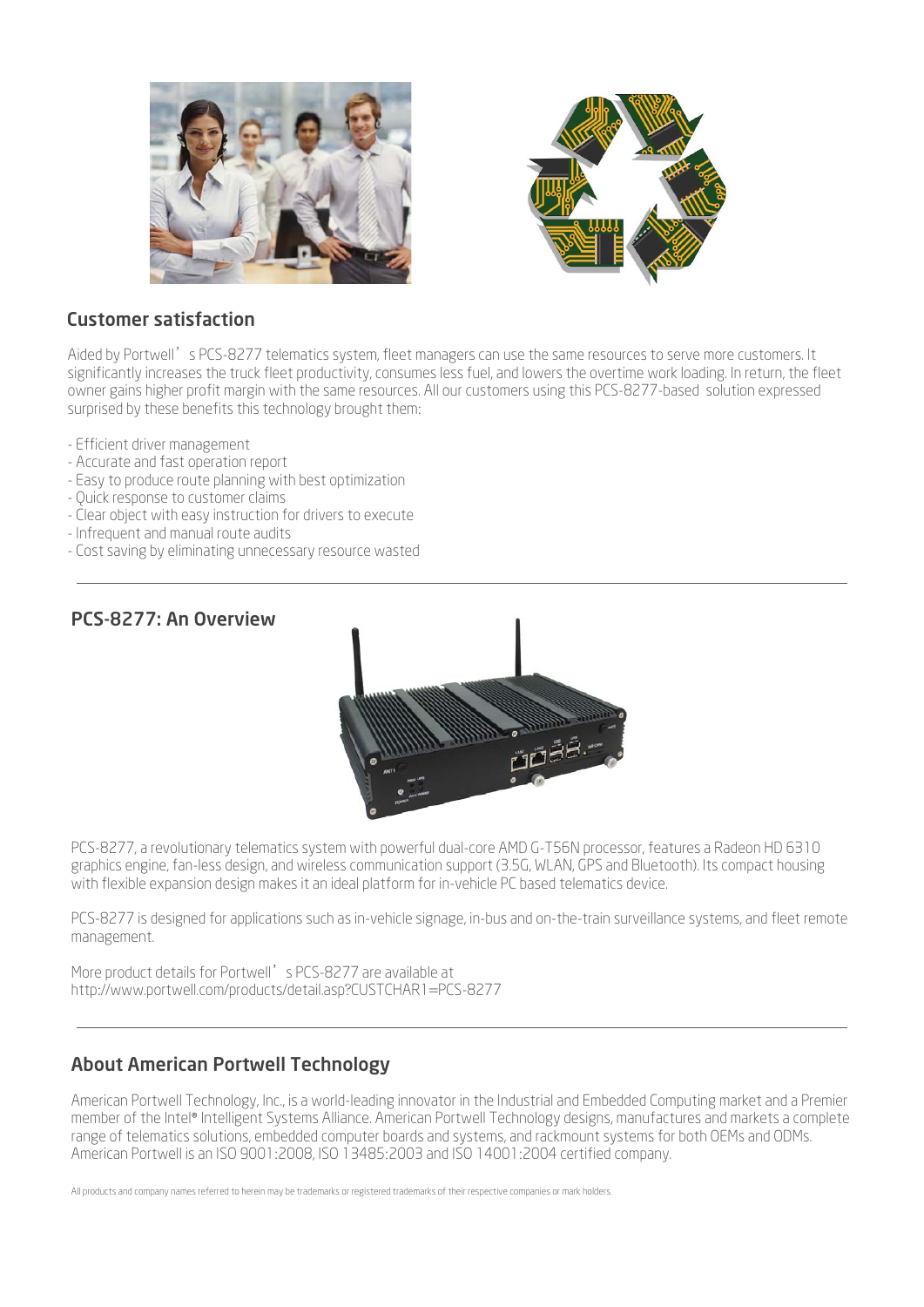## Customer satisfaction

Aided by Portwell's PCS-8277 telematics system, fleet managers can use the same resources to serve more customers. It significantly increases the truck fleet productivity, consumes less fuel, and lowers the overtime work loading. In return, the fleet owner gains higher profit margin with the same resources. All our customers using this PCS-8277-based solution expressed surprised by these benefits this technology brought them:

- Efficient driver management
- Accurate and fast operation report
- Easy to produce route planning with best optimization
- Quick response to customer claims
- Clear object with easy instruction for drivers to execute
- Infrequent and manual route audits
- Cost saving by eliminating unnecessary resource wasted

## PCS-8277: An Overview

PCS-8277, a revolutionary telematics system with powerful dual-core AMD G-T56N processor, features a Radeon HD 6310 graphics engine, fan-less design, and wireless communication support (3.5G, WLAN, GPS and Bluetooth). Its compact housing with flexible expansion design makes it an ideal platform for in-vehicle PC based telematics device.

PCS-8277 is designed for applications such as in-vehicle signage, in-bus and on-the-train surveillance systems, and fleet remote management.

More product details for Portwell's PCS-8277 are available at
http://www.portwell.com/products/detail.asp?CUSTCHAR1=PCS-8277

## About American Portwell Technology

American Portwell Technology, Inc., is a world-leading innovator in the Industrial and Embedded Computing market and a Premier member of the Intel® Intelligent Systems Alliance. American Portwell Technology designs, manufactures and markets a complete range of telematics solutions, embedded computer boards and systems, and rackmount systems for both OEMs and ODMs. American Portwell is an ISO 9001:2008, ISO 13485:2003 and ISO 14001:2004 certified company.

All products and company names referred to herein may be trademarks or registered trademarks of their respective companies or mark holders.